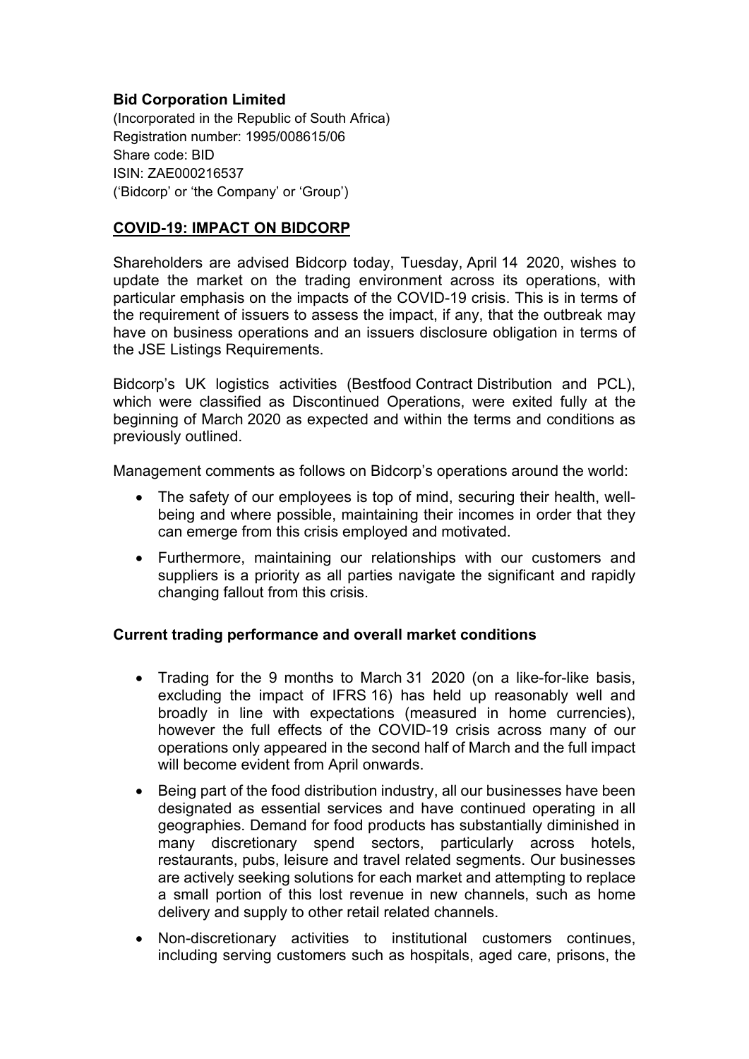**Bid Corporation Limited**
(Incorporated in the Republic of South Africa)
Registration number: 1995/008615/06
Share code: BID
ISIN: ZAE000216537
('Bidcorp' or 'the Company' or 'Group')

## COVID-19: IMPACT ON BIDCORP

Shareholders are advised Bidcorp today, Tuesday, April 14 2020, wishes to update the market on the trading environment across its operations, with particular emphasis on the impacts of the COVID-19 crisis. This is in terms of the requirement of issuers to assess the impact, if any, that the outbreak may have on business operations and an issuers disclosure obligation in terms of the JSE Listings Requirements.

Bidcorp's UK logistics activities (Bestfood Contract Distribution and PCL), which were classified as Discontinued Operations, were exited fully at the beginning of March 2020 as expected and within the terms and conditions as previously outlined.

Management comments as follows on Bidcorp's operations around the world:

- The safety of our employees is top of mind, securing their health, well-being and where possible, maintaining their incomes in order that they can emerge from this crisis employed and motivated.
- Furthermore, maintaining our relationships with our customers and suppliers is a priority as all parties navigate the significant and rapidly changing fallout from this crisis.

### Current trading performance and overall market conditions

- Trading for the 9 months to March 31 2020 (on a like-for-like basis, excluding the impact of IFRS 16) has held up reasonably well and broadly in line with expectations (measured in home currencies), however the full effects of the COVID-19 crisis across many of our operations only appeared in the second half of March and the full impact will become evident from April onwards.
- Being part of the food distribution industry, all our businesses have been designated as essential services and have continued operating in all geographies. Demand for food products has substantially diminished in many discretionary spend sectors, particularly across hotels, restaurants, pubs, leisure and travel related segments. Our businesses are actively seeking solutions for each market and attempting to replace a small portion of this lost revenue in new channels, such as home delivery and supply to other retail related channels.
- Non-discretionary activities to institutional customers continues, including serving customers such as hospitals, aged care, prisons, the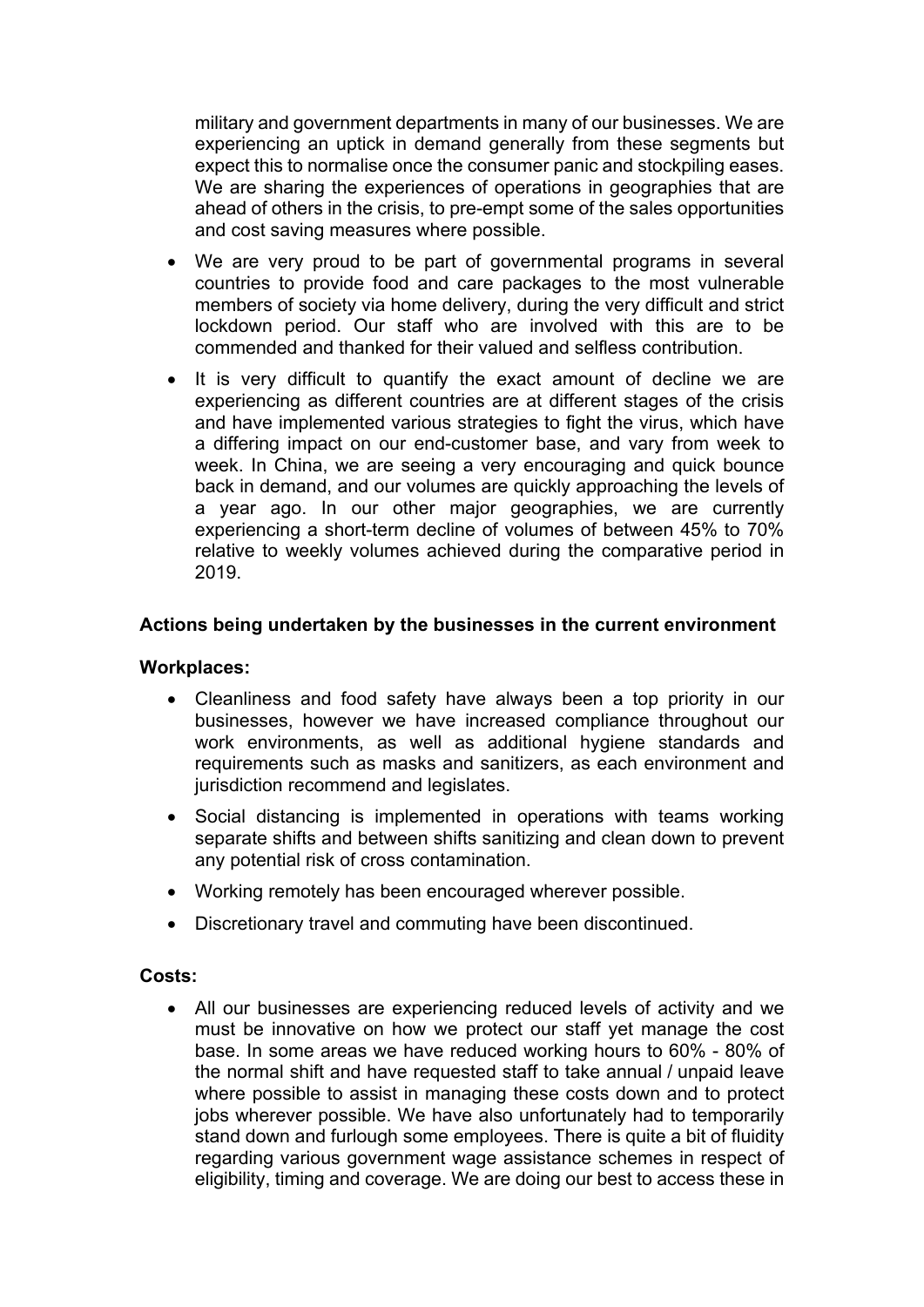military and government departments in many of our businesses. We are experiencing an uptick in demand generally from these segments but expect this to normalise once the consumer panic and stockpiling eases. We are sharing the experiences of operations in geographies that are ahead of others in the crisis, to pre-empt some of the sales opportunities and cost saving measures where possible.

- We are very proud to be part of governmental programs in several countries to provide food and care packages to the most vulnerable members of society via home delivery, during the very difficult and strict lockdown period. Our staff who are involved with this are to be commended and thanked for their valued and selfless contribution.
- It is very difficult to quantify the exact amount of decline we are experiencing as different countries are at different stages of the crisis and have implemented various strategies to fight the virus, which have a differing impact on our end-customer base, and vary from week to week. In China, we are seeing a very encouraging and quick bounce back in demand, and our volumes are quickly approaching the levels of a year ago. In our other major geographies, we are currently experiencing a short-term decline of volumes of between 45% to 70% relative to weekly volumes achieved during the comparative period in 2019.

**Actions being undertaken by the businesses in the current environment**

**Workplaces:**

- Cleanliness and food safety have always been a top priority in our businesses, however we have increased compliance throughout our work environments, as well as additional hygiene standards and requirements such as masks and sanitizers, as each environment and jurisdiction recommend and legislates.
- Social distancing is implemented in operations with teams working separate shifts and between shifts sanitizing and clean down to prevent any potential risk of cross contamination.
- Working remotely has been encouraged wherever possible.
- Discretionary travel and commuting have been discontinued.

**Costs:**

- All our businesses are experiencing reduced levels of activity and we must be innovative on how we protect our staff yet manage the cost base. In some areas we have reduced working hours to 60% - 80% of the normal shift and have requested staff to take annual / unpaid leave where possible to assist in managing these costs down and to protect jobs wherever possible. We have also unfortunately had to temporarily stand down and furlough some employees. There is quite a bit of fluidity regarding various government wage assistance schemes in respect of eligibility, timing and coverage. We are doing our best to access these in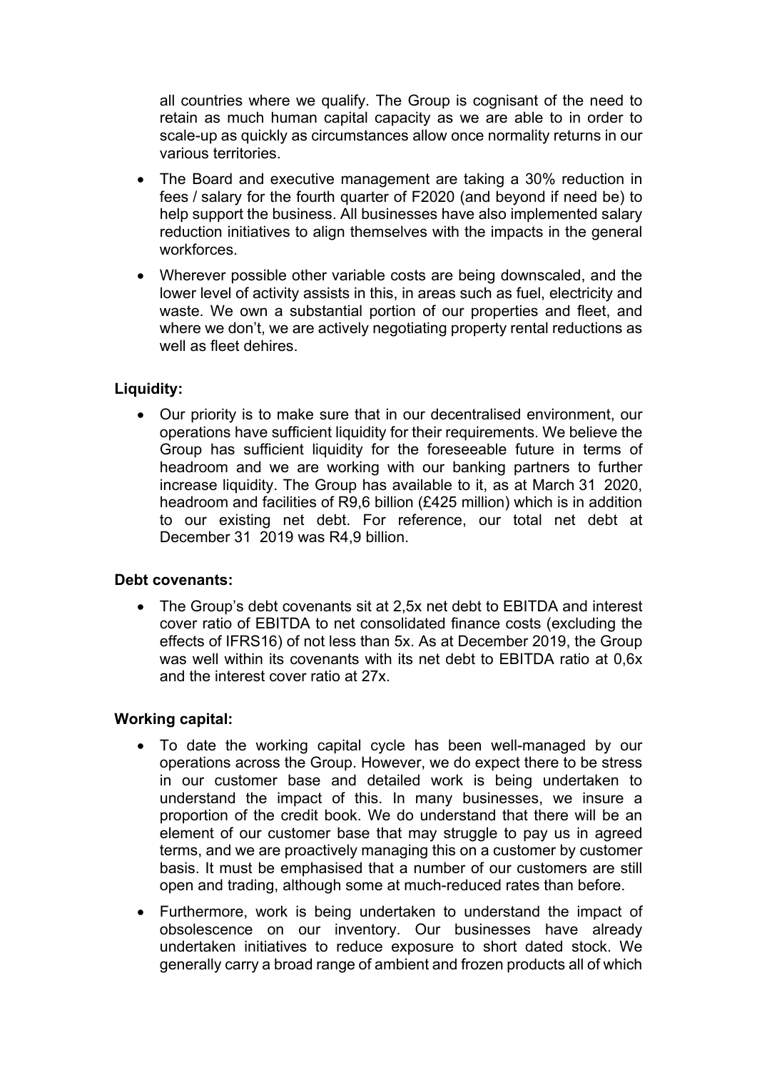all countries where we qualify. The Group is cognisant of the need to retain as much human capital capacity as we are able to in order to scale-up as quickly as circumstances allow once normality returns in our various territories.

- The Board and executive management are taking a 30% reduction in fees / salary for the fourth quarter of F2020 (and beyond if need be) to help support the business. All businesses have also implemented salary reduction initiatives to align themselves with the impacts in the general workforces.
- Wherever possible other variable costs are being downscaled, and the lower level of activity assists in this, in areas such as fuel, electricity and waste. We own a substantial portion of our properties and fleet, and where we don't, we are actively negotiating property rental reductions as well as fleet dehires.

**Liquidity:**

- Our priority is to make sure that in our decentralised environment, our operations have sufficient liquidity for their requirements. We believe the Group has sufficient liquidity for the foreseeable future in terms of headroom and we are working with our banking partners to further increase liquidity. The Group has available to it, as at March 31 2020, headroom and facilities of R9,6 billion (£425 million) which is in addition to our existing net debt. For reference, our total net debt at December 31 2019 was R4,9 billion.

**Debt covenants:**

- The Group's debt covenants sit at 2,5x net debt to EBITDA and interest cover ratio of EBITDA to net consolidated finance costs (excluding the effects of IFRS16) of not less than 5x. As at December 2019, the Group was well within its covenants with its net debt to EBITDA ratio at 0,6x and the interest cover ratio at 27x.

**Working capital:**

- To date the working capital cycle has been well-managed by our operations across the Group. However, we do expect there to be stress in our customer base and detailed work is being undertaken to understand the impact of this. In many businesses, we insure a proportion of the credit book. We do understand that there will be an element of our customer base that may struggle to pay us in agreed terms, and we are proactively managing this on a customer by customer basis. It must be emphasised that a number of our customers are still open and trading, although some at much-reduced rates than before.
- Furthermore, work is being undertaken to understand the impact of obsolescence on our inventory. Our businesses have already undertaken initiatives to reduce exposure to short dated stock. We generally carry a broad range of ambient and frozen products all of which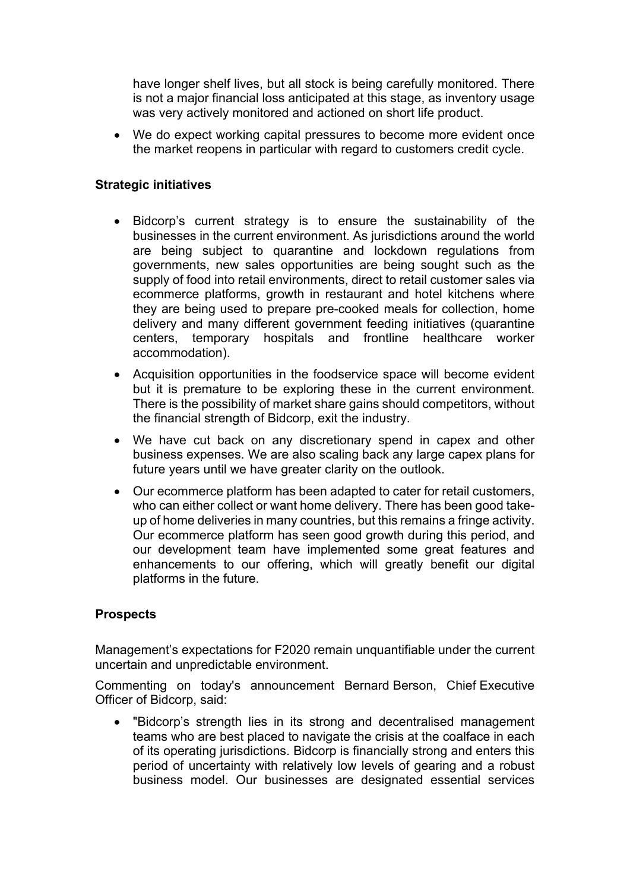have longer shelf lives, but all stock is being carefully monitored. There is not a major financial loss anticipated at this stage, as inventory usage was very actively monitored and actioned on short life product.

- We do expect working capital pressures to become more evident once the market reopens in particular with regard to customers credit cycle.

**Strategic initiatives**

- Bidcorp's current strategy is to ensure the sustainability of the businesses in the current environment. As jurisdictions around the world are being subject to quarantine and lockdown regulations from governments, new sales opportunities are being sought such as the supply of food into retail environments, direct to retail customer sales via ecommerce platforms, growth in restaurant and hotel kitchens where they are being used to prepare pre-cooked meals for collection, home delivery and many different government feeding initiatives (quarantine centers, temporary hospitals and frontline healthcare worker accommodation).
- Acquisition opportunities in the foodservice space will become evident but it is premature to be exploring these in the current environment. There is the possibility of market share gains should competitors, without the financial strength of Bidcorp, exit the industry.
- We have cut back on any discretionary spend in capex and other business expenses. We are also scaling back any large capex plans for future years until we have greater clarity on the outlook.
- Our ecommerce platform has been adapted to cater for retail customers, who can either collect or want home delivery. There has been good take-up of home deliveries in many countries, but this remains a fringe activity. Our ecommerce platform has seen good growth during this period, and our development team have implemented some great features and enhancements to our offering, which will greatly benefit our digital platforms in the future.

**Prospects**

Management's expectations for F2020 remain unquantifiable under the current uncertain and unpredictable environment.

Commenting on today's announcement Bernard Berson, Chief Executive Officer of Bidcorp, said:

- "Bidcorp's strength lies in its strong and decentralised management teams who are best placed to navigate the crisis at the coalface in each of its operating jurisdictions. Bidcorp is financially strong and enters this period of uncertainty with relatively low levels of gearing and a robust business model. Our businesses are designated essential services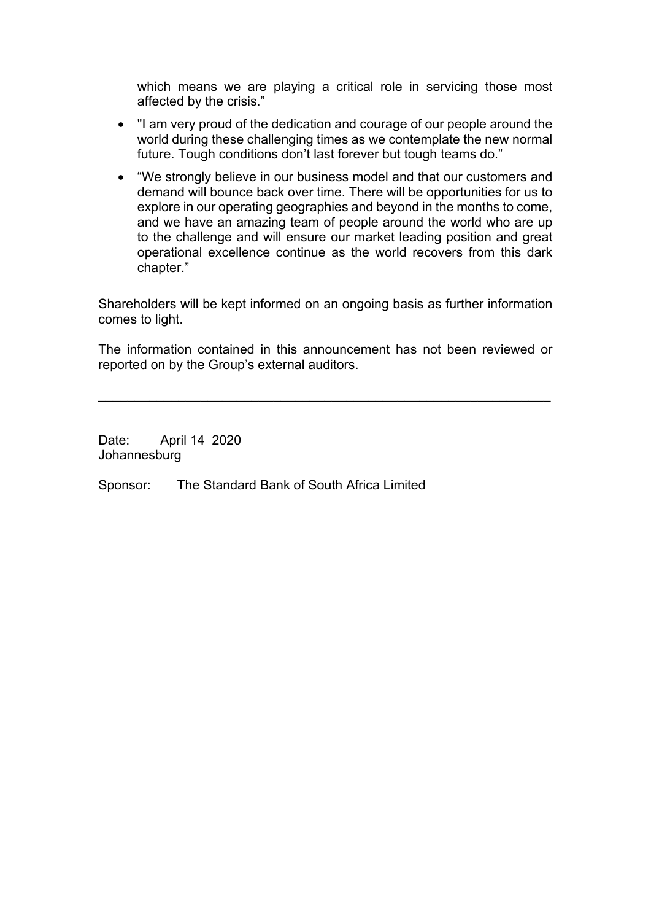which means we are playing a critical role in servicing those most affected by the crisis."

- "I am very proud of the dedication and courage of our people around the world during these challenging times as we contemplate the new normal future. Tough conditions don't last forever but tough teams do."
- "We strongly believe in our business model and that our customers and demand will bounce back over time. There will be opportunities for us to explore in our operating geographies and beyond in the months to come, and we have an amazing team of people around the world who are up to the challenge and will ensure our market leading position and great operational excellence continue as the world recovers from this dark chapter."

Shareholders will be kept informed on an ongoing basis as further information comes to light.

The information contained in this announcement has not been reviewed or reported on by the Group's external auditors.

---

Date: April 14 2020
Johannesburg

Sponsor: The Standard Bank of South Africa Limited